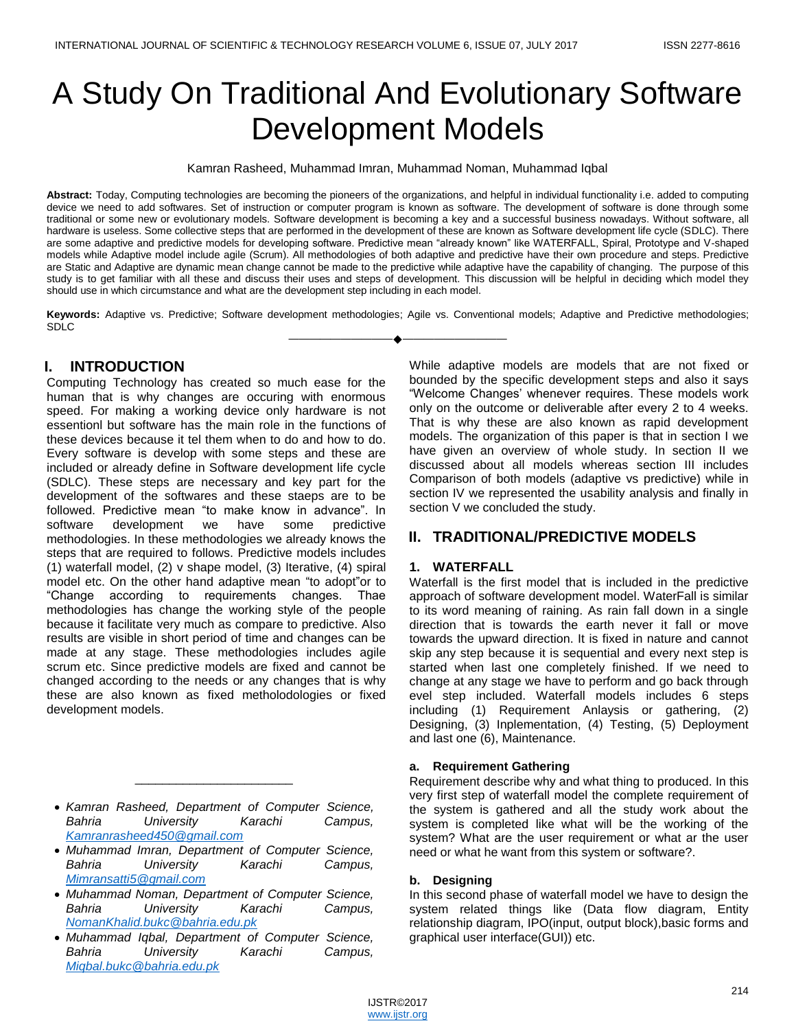# A Study On Traditional And Evolutionary Software Development Models

Kamran Rasheed, Muhammad Imran, Muhammad Noman, Muhammad Iqbal

**Abstract:** Today, Computing technologies are becoming the pioneers of the organizations, and helpful in individual functionality i.e. added to computing device we need to add softwares. Set of instruction or computer program is known as software. The development of software is done through some traditional or some new or evolutionary models. Software development is becoming a key and a successful business nowadays. Without software, all hardware is useless. Some collective steps that are performed in the development of these are known as Software development life cycle (SDLC). There are some adaptive and predictive models for developing software. Predictive mean "already known" like WATERFALL, Spiral, Prototype and V-shaped models while Adaptive model include agile (Scrum). All methodologies of both adaptive and predictive have their own procedure and steps. Predictive are Static and Adaptive are dynamic mean change cannot be made to the predictive while adaptive have the capability of changing. The purpose of this study is to get familiar with all these and discuss their uses and steps of development. This discussion will be helpful in deciding which model they should use in which circumstance and what are the development step including in each model.

**Keywords:** Adaptive vs. Predictive; Software development methodologies; Agile vs. Conventional models; Adaptive and Predictive methodologies; SDLC

## I. INTRODUCTION

Computing Technology has created so much ease for the human that is why changes are occuring with enormous speed. For making a working device only hardware is not essentionl but software has the main role in the functions of these devices because it tel them when to do and how to do. Every software is develop with some steps and these are included or already define in Software development life cycle (SDLC). These steps are necessary and key part for the development of the softwares and these staeps are to be followed. Predictive mean "to make know in advance". In software development we have some predictive methodologies. In these methodologies we already knows the steps that are required to follows. Predictive models includes (1) waterfall model, (2) v shape model, (3) Iterative, (4) spiral model etc. On the other hand adaptive mean "to adopt"or to "Change according to requirements changes. Thae methodologies has change the working style of the people because it facilitate very much as compare to predictive. Also results are visible in short period of time and changes can be made at any stage. These methodologies includes agile scrum etc. Since predictive models are fixed and cannot be changed according to the needs or any changes that is why these are also known as fixed metholodologies or fixed development models.

While adaptive models are models that are not fixed or bounded by the specific development steps and also it says "Welcome Changes' whenever requires. These models work only on the outcome or deliverable after every 2 to 4 weeks. That is why these are also known as rapid development models. The organization of this paper is that in section I we have given an overview of whole study. In section II we discussed about all models whereas section III includes Comparison of both models (adaptive vs predictive) while in section IV we represented the usability analysis and finally in section V we concluded the study.

- *Kamran Rasheed, Department of Computer Science, Bahria University Karachi Campus, Kamranrasheed450@gmail.com*
- *Muhammad Imran, Department of Computer Science, Bahria University Karachi Campus, Mimransatti5@gmail.com*
- *Muhammad Noman, Department of Computer Science, Bahria University Karachi Campus, NomanKhalid.bukc@bahria.edu.pk*
- *Muhammad Iqbal, Department of Computer Science, Bahria University Karachi Campus, Miqbal.bukc@bahria.edu.pk*

## II. TRADITIONAL/PREDICTIVE MODELS

### 1. WATERFALL

Waterfall is the first model that is included in the predictive approach of software development model. WaterFall is similar to its word meaning of raining. As rain fall down in a single direction that is towards the earth never it fall or move towards the upward direction. It is fixed in nature and cannot skip any step because it is sequential and every next step is started when last one completely finished. If we need to change at any stage we have to perform and go back through evel step included. Waterfall models includes 6 steps including (1) Requirement Anlaysis or gathering, (2) Designing, (3) Inplementation, (4) Testing, (5) Deployment and last one (6), Maintenance.

#### a. Requirement Gathering

Requirement describe why and what thing to produced. In this very first step of waterfall model the complete requirement of the system is gathered and all the study work about the system is completed like what will be the working of the system? What are the user requirement or what ar the user need or what he want from this system or software?.

#### b. Designing

In this second phase of waterfall model we have to design the system related things like (Data flow diagram, Entity relationship diagram, IPO(input, output block),basic forms and graphical user interface(GUI)) etc.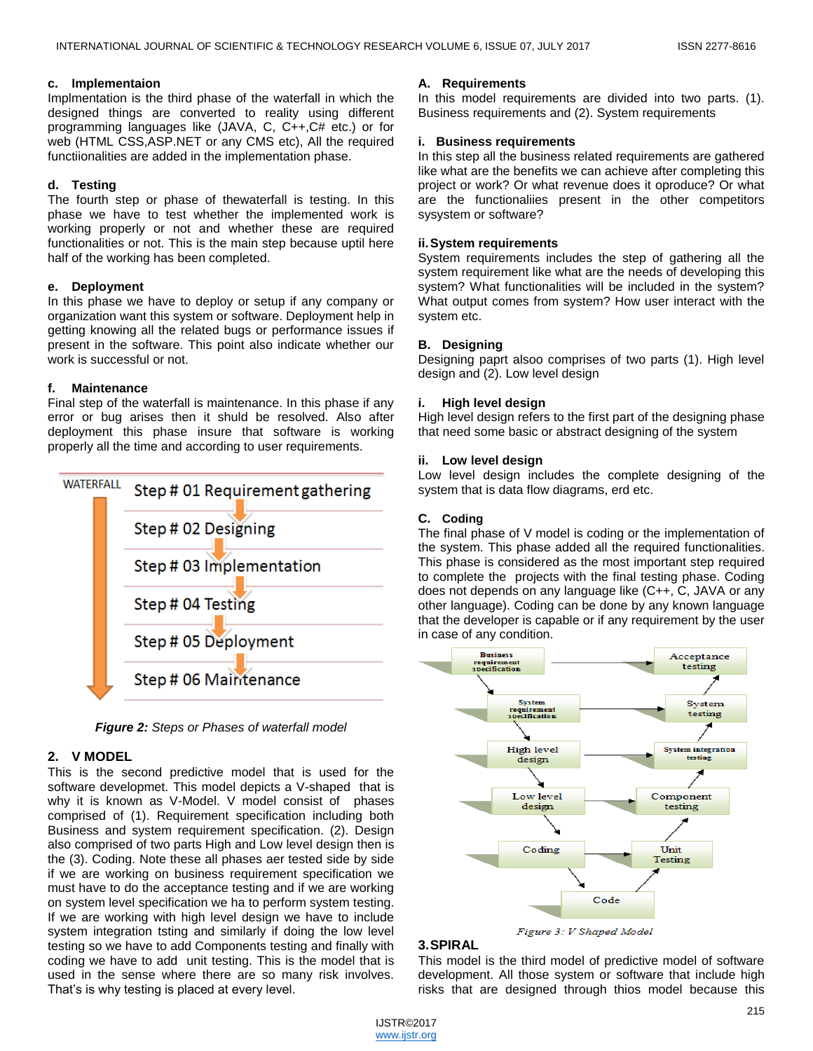#### c. Implementaion

Implmentation is the third phase of the waterfall in which the designed things are converted to reality using different programming languages like (JAVA, C, C++,C# etc.) or for web (HTML CSS,ASP.NET or any CMS etc), All the required functiionalities are added in the implementation phase.

#### d. Testing

The fourth step or phase of thewaterfall is testing. In this phase we have to test whether the implemented work is working properly or not and whether these are required functionalities or not. This is the main step because uptil here half of the working has been completed.

#### e. Deployment

In this phase we have to deploy or setup if any company or organization want this system or software. Deployment help in getting knowing all the related bugs or performance issues if present in the software. This point also indicate whether our work is successful or not.

#### f. Maintenance

Final step of the waterfall is maintenance. In this phase if any error or bug arises then it shuld be resolved. Also after deployment this phase insure that software is working properly all the time and according to user requirements.

WATERFALL

Step # 01 Requirement gathering

Step # 02 Designing

Step # 03 Implementation

Step # 04 Testing

Step # 05 Deployment

Step # 06 Maintenance

***Figure 2:*** *Steps or Phases of waterfall model*

## 2. V MODEL

This is the second predictive model that is used for the software developmet. This model depicts a V-shaped that is why it is known as V-Model. V model consist of phases comprised of (1). Requirement specification including both Business and system requirement specification. (2). Design also comprised of two parts High and Low level design then is the (3). Coding. Note these all phases aer tested side by side if we are working on business requirement specification we must have to do the acceptance testing and if we are working on system level specification we ha to perform system testing. If we are working with high level design we have to include system integration tsting and similarly if doing the low level testing so we have to add Components testing and finally with coding we have to add unit testing. This is the model that is used in the sense where there are so many risk involves. That's is why testing is placed at every level.

#### A. Requirements

In this model requirements are divided into two parts. (1). Business requirements and (2). System requirements

#### i. Business requirements

In this step all the business related requirements are gathered like what are the benefits we can achieve after completing this project or work? Or what revenue does it oproduce? Or what are the functionaliies present in the other competitors sysystem or software?

#### ii. System requirements

System requirements includes the step of gathering all the system requirement like what are the needs of developing this system? What functionalities will be included in the system? What output comes from system? How user interact with the system etc.

#### B. Designing

Designing paprt alsoo comprises of two parts (1). High level design and (2). Low level design

#### i. High level design

High level design refers to the first part of the designing phase that need some basic or abstract designing of the system

#### ii. Low level design

Low level design includes the complete designing of the system that is data flow diagrams, erd etc.

#### C. Coding

The final phase of V model is coding or the implementation of the system. This phase added all the required functionalities. This phase is considered as the most important step required to complete the projects with the final testing phase. Coding does not depends on any language like (C++, C, JAVA or any other language). Coding can be done by any known language that the developer is capable or if any requirement by the user in case of any condition.

Business requirement specification → Acceptance testing

System requirement specification → System testing

High level design → System integration testing

Low level design → Component testing

Coding → Unit Testing

Code

*Figure 3: V Shaped Model*

## 3. SPIRAL

This model is the third model of predictive model of software development. All those system or software that include high risks that are designed through thios model because this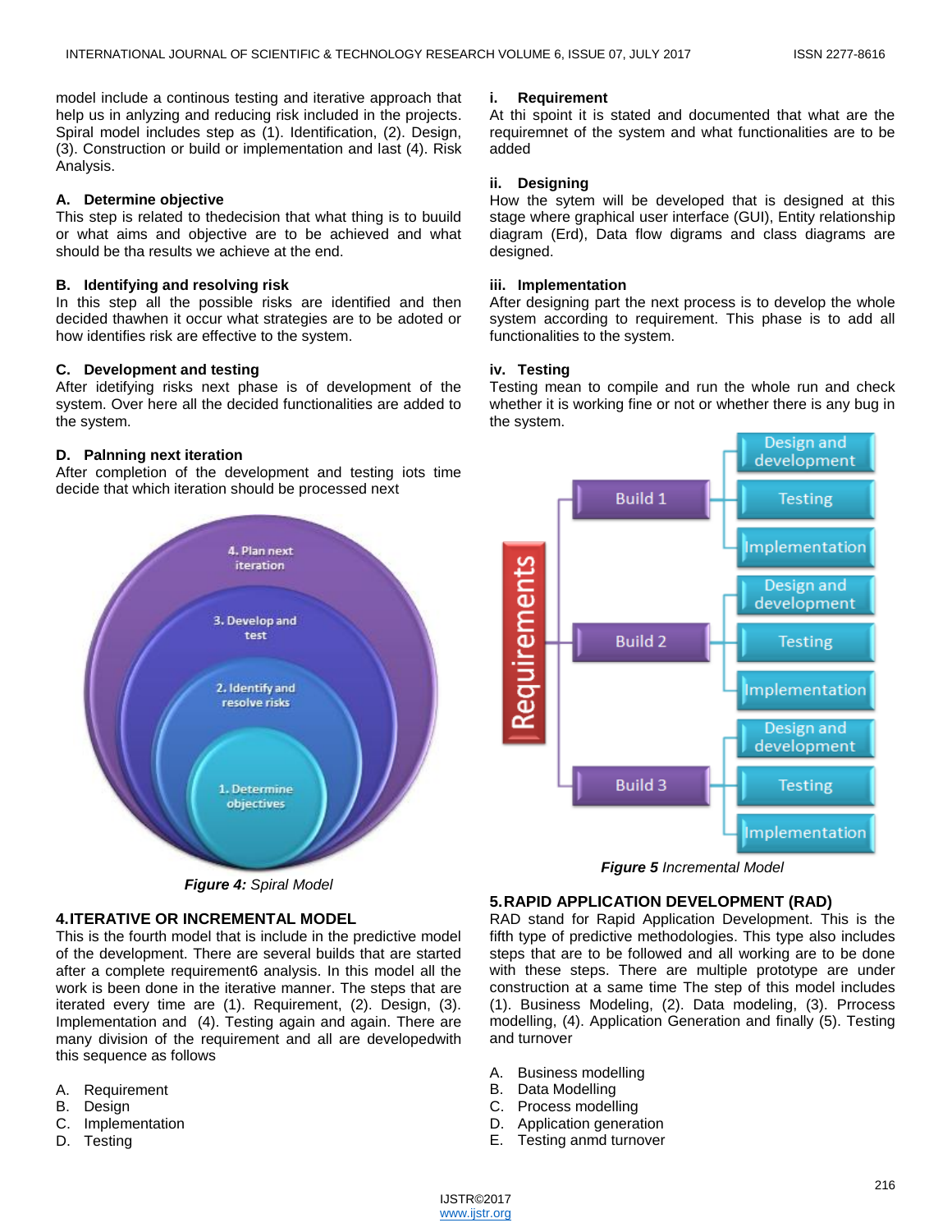model include a continous testing and iterative approach that help us in anlyzing and reducing risk included in the projects. Spiral model includes step as (1). Identification, (2). Design, (3). Construction or build or implementation and last (4). Risk Analysis.

### A. Determine objective

This step is related to thedecision that what thing is to buuild or what aims and objective are to be achieved and what should be tha results we achieve at the end.

### B. Identifying and resolving risk

In this step all the possible risks are identified and then decided thawhen it occur what strategies are to be adoted or how identifies risk are effective to the system.

### C. Development and testing

After idetifying risks next phase is of development of the system. Over here all the decided functionalities are added to the system.

### D. Palnning next iteration

After completion of the development and testing iots time decide that which iteration should be processed next

***Figure 4:*** *Spiral Model*

## 4. ITERATIVE OR INCREMENTAL MODEL

This is the fourth model that is include in the predictive model of the development. There are several builds that are started after a complete requirement6 analysis. In this model all the work is been done in the iterative manner. The steps that are iterated every time are (1). Requirement, (2). Design, (3). Implementation and (4). Testing again and again. There are many division of the requirement and all are developedwith this sequence as follows

A. Requirement
B. Design
C. Implementation
D. Testing

### i. Requirement

At thi spoint it is stated and documented that what are the requiremnet of the system and what functionalities are to be added

### ii. Designing

How the sytem will be developed that is designed at this stage where graphical user interface (GUI), Entity relationship diagram (Erd), Data flow digrams and class diagrams are designed.

### iii. Implementation

After designing part the next process is to develop the whole system according to requirement. This phase is to add all functionalities to the system.

### iv. Testing

Testing mean to compile and run the whole run and check whether it is working fine or not or whether there is any bug in the system.

***Figure 5*** *Incremental Model*

## 5. RAPID APPLICATION DEVELOPMENT (RAD)

RAD stand for Rapid Application Development. This is the fifth type of predictive methodologies. This type also includes steps that are to be followed and all working are to be done with these steps. There are multiple prototype are under construction at a same time The step of this model includes (1). Business Modeling, (2). Data modeling, (3). Prrocess modelling, (4). Application Generation and finally (5). Testing and turnover

A. Business modelling
B. Data Modelling
C. Process modelling
D. Application generation
E. Testing anmd turnover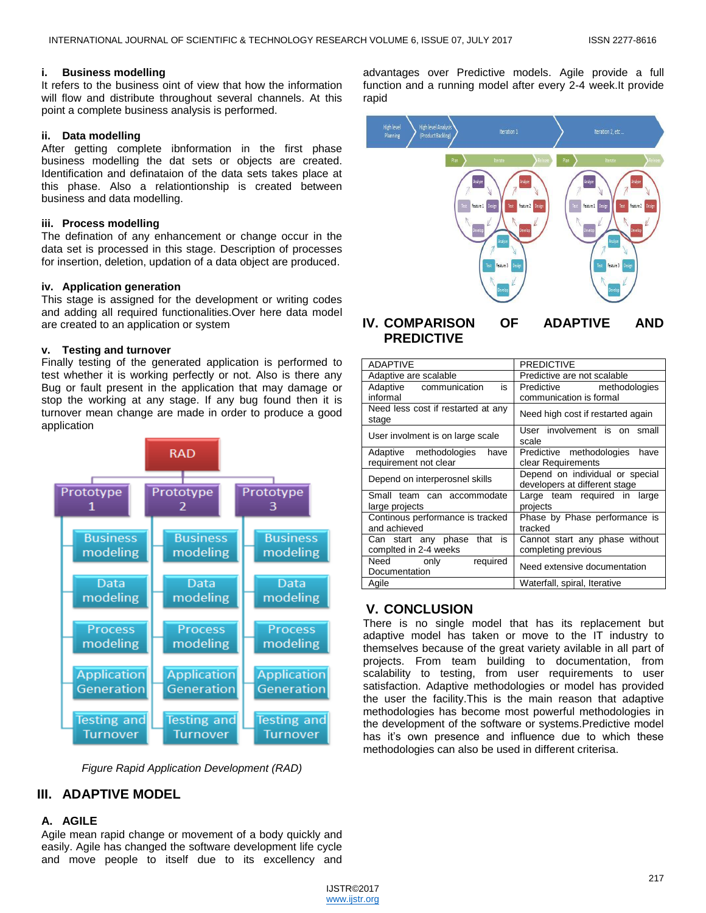### i. Business modelling

It refers to the business oint of view that how the information will flow and distribute throughout several channels. At this point a complete business analysis is performed.

### ii. Data modelling

After getting complete ibnformation in the first phase business modelling the dat sets or objects are created. Identification and definataion of the data sets takes place at this phase. Also a relationtionship is created between business and data modelling.

### iii. Process modelling

The defination of any enhancement or change occur in the data set is processed in this stage. Description of processes for insertion, deletion, updation of a data object are produced.

### iv. Application generation

This stage is assigned for the development or writing codes and adding all required functionalities.Over here data model are created to an application or system

### v. Testing and turnover

Finally testing of the generated application is performed to test whether it is working perfectly or not. Also is there any Bug or fault present in the application that may damage or stop the working at any stage. If any bug found then it is turnover mean change are made in order to produce a good application

*Figure Rapid Application Development (RAD)*

## III. ADAPTIVE MODEL

### A. AGILE

Agile mean rapid change or movement of a body quickly and easily. Agile has changed the software development life cycle and move people to itself due to its excellency and advantages over Predictive models. Agile provide a full function and a running model after every 2-4 week.It provide rapid

## IV. COMPARISON OF ADAPTIVE AND PREDICTIVE

| ADAPTIVE | PREDICTIVE |
|---|---|
| Adaptive are scalable | Predictive are not scalable |
| Adaptive communication is informal | Predictive methodologies communication is formal |
| Need less cost if restarted at any stage | Need high cost if restarted again |
| User involment is on large scale | User involvement is on small scale |
| Adaptive methodologies have requirement not clear | Predictive methodologies have clear Requirements |
| Depend on interperosnel skills | Depend on individual or special developers at different stage |
| Small team can accommodate large projects | Large team required in large projects |
| Continous performance is tracked and achieved | Phase by Phase performance is tracked |
| Can start any phase that is complted in 2-4 weeks | Cannot start any phase without completing previous |
| Need only required Documentation | Need extensive documentation |
| Agile | Waterfall, spiral, Iterative |

## V. CONCLUSION

There is no single model that has its replacement but adaptive model has taken or move to the IT industry to themselves because of the great variety avilable in all part of projects. From team building to documentation, from scalability to testing, from user requirements to user satisfaction. Adaptive methodologies or model has provided the user the facility.This is the main reason that adaptive methodologies has become most powerful methodologies in the development of the software or systems.Predictive model has it's own presence and influence due to which these methodologies can also be used in different criterisa.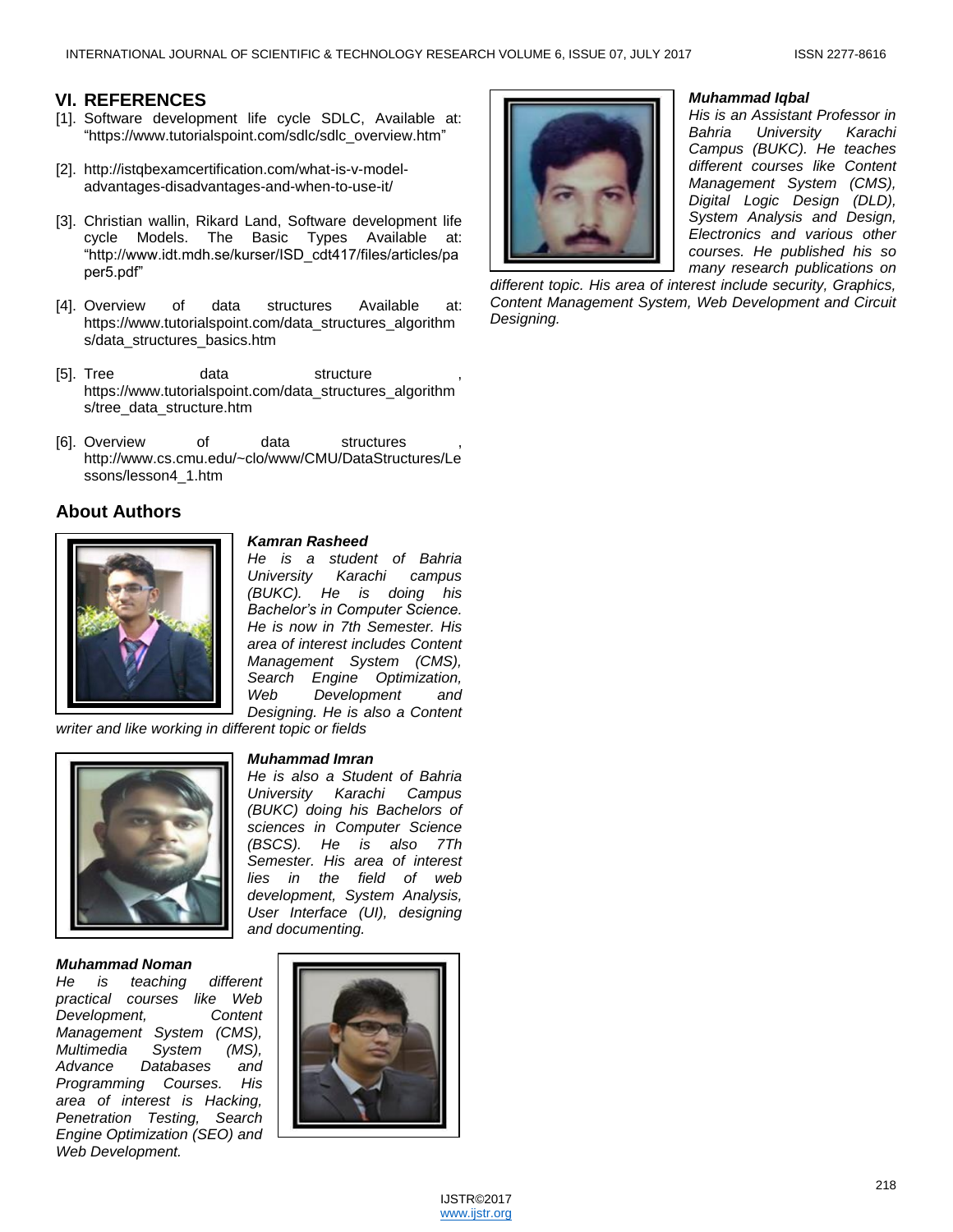## VI. REFERENCES

[1]. Software development life cycle SDLC, Available at: "https://www.tutorialspoint.com/sdlc/sdlc_overview.htm"

[2]. http://istqbexamcertification.com/what-is-v-model-advantages-disadvantages-and-when-to-use-it/

[3]. Christian wallin, Rikard Land, Software development life cycle Models. The Basic Types Available at: "http://www.idt.mdh.se/kurser/ISD_cdt417/files/articles/paper5.pdf"

[4]. Overview of data structures Available at: https://www.tutorialspoint.com/data_structures_algorithms/data_structures_basics.htm

[5]. Tree data structure , https://www.tutorialspoint.com/data_structures_algorithms/tree_data_structure.htm

[6]. Overview of data structures , http://www.cs.cmu.edu/~clo/www/CMU/DataStructures/Lessons/lesson4_1.htm

## About Authors

***Kamran Rasheed***

*He is a student of Bahria University Karachi campus (BUKC). He is doing his Bachelor's in Computer Science. He is now in 7th Semester. His area of interest includes Content Management System (CMS), Search Engine Optimization, Web Development and Designing. He is also a Content writer and like working in different topic or fields*

***Muhammad Imran***

*He is also a Student of Bahria University Karachi Campus (BUKC) doing his Bachelors of sciences in Computer Science (BSCS). He is also 7Th Semester. His area of interest lies in the field of web development, System Analysis, User Interface (UI), designing and documenting.*

***Muhammad Noman***

*He is teaching different practical courses like Web Development, Content Management System (CMS), Multimedia System (MS), Advance Databases and Programming Courses. His area of interest is Hacking, Penetration Testing, Search Engine Optimization (SEO) and Web Development.*

***Muhammad Iqbal***

*His is an Assistant Professor in Bahria University Karachi Campus (BUKC). He teaches different courses like Content Management System (CMS), Digital Logic Design (DLD), System Analysis and Design, Electronics and various other courses. He published his so many research publications on different topic. His area of interest include security, Graphics, Content Management System, Web Development and Circuit Designing.*